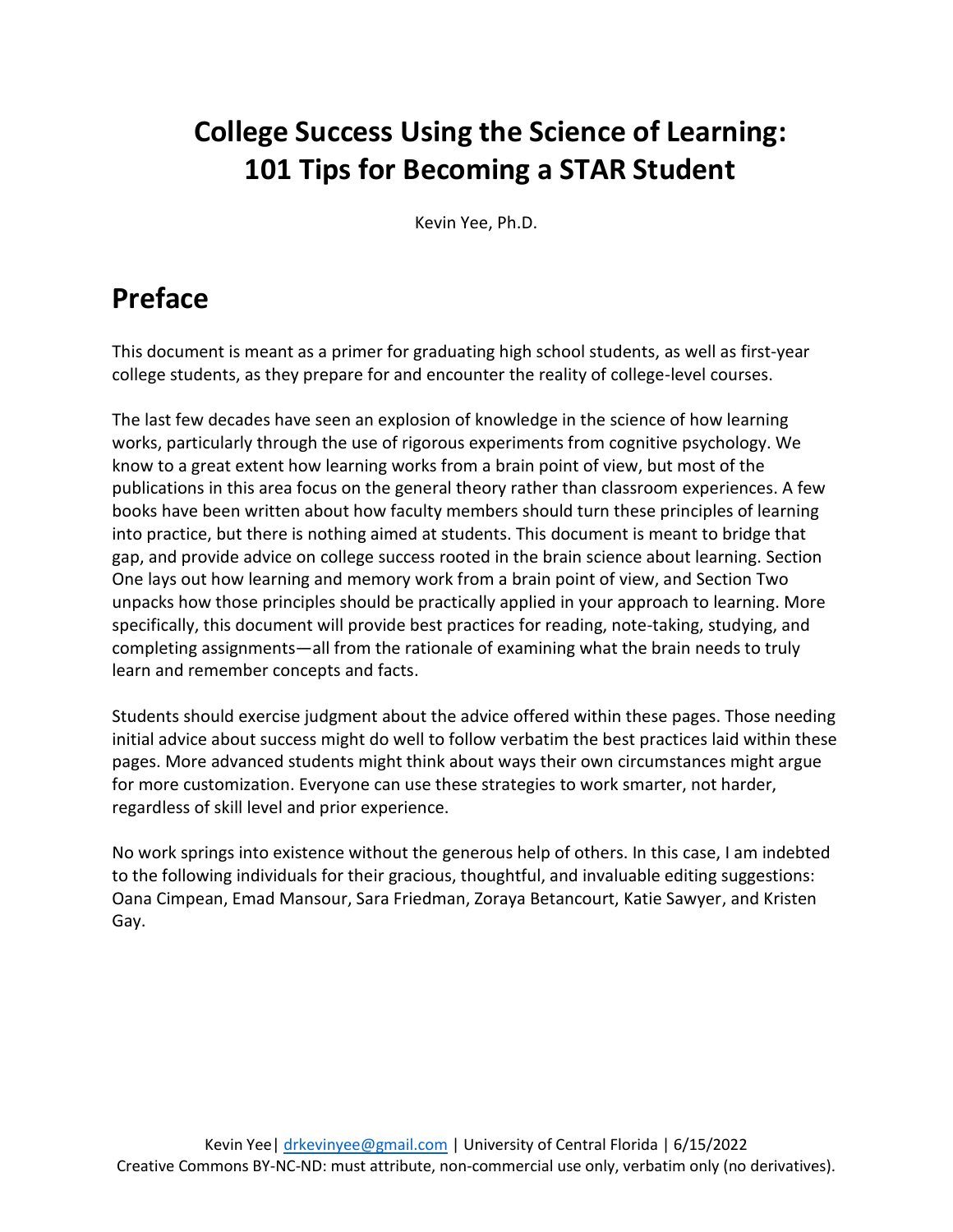# College Success Using the Science of Learning: 101 Tips for Becoming a STAR Student

Kevin Yee, Ph.D.

## Preface

This document is meant as a primer for graduating high school students, as well as first-year college students, as they prepare for and encounter the reality of college-level courses.

The last few decades have seen an explosion of knowledge in the science of how learning works, particularly through the use of rigorous experiments from cognitive psychology. We know to a great extent how learning works from a brain point of view, but most of the publications in this area focus on the general theory rather than classroom experiences. A few books have been written about how faculty members should turn these principles of learning into practice, but there is nothing aimed at students. This document is meant to bridge that gap, and provide advice on college success rooted in the brain science about learning. Section One lays out how learning and memory work from a brain point of view, and Section Two unpacks how those principles should be practically applied in your approach to learning. More specifically, this document will provide best practices for reading, note-taking, studying, and completing assignments—all from the rationale of examining what the brain needs to truly learn and remember concepts and facts.

Students should exercise judgment about the advice offered within these pages. Those needing initial advice about success might do well to follow verbatim the best practices laid within these pages. More advanced students might think about ways their own circumstances might argue for more customization. Everyone can use these strategies to work smarter, not harder, regardless of skill level and prior experience.

No work springs into existence without the generous help of others. In this case, I am indebted to the following individuals for their gracious, thoughtful, and invaluable editing suggestions: Oana Cimpean, Emad Mansour, Sara Friedman, Zoraya Betancourt, Katie Sawyer, and Kristen Gay.

Kevin Yee| drkevinyee@gmail.com | University of Central Florida | 6/15/2022
Creative Commons BY-NC-ND: must attribute, non-commercial use only, verbatim only (no derivatives).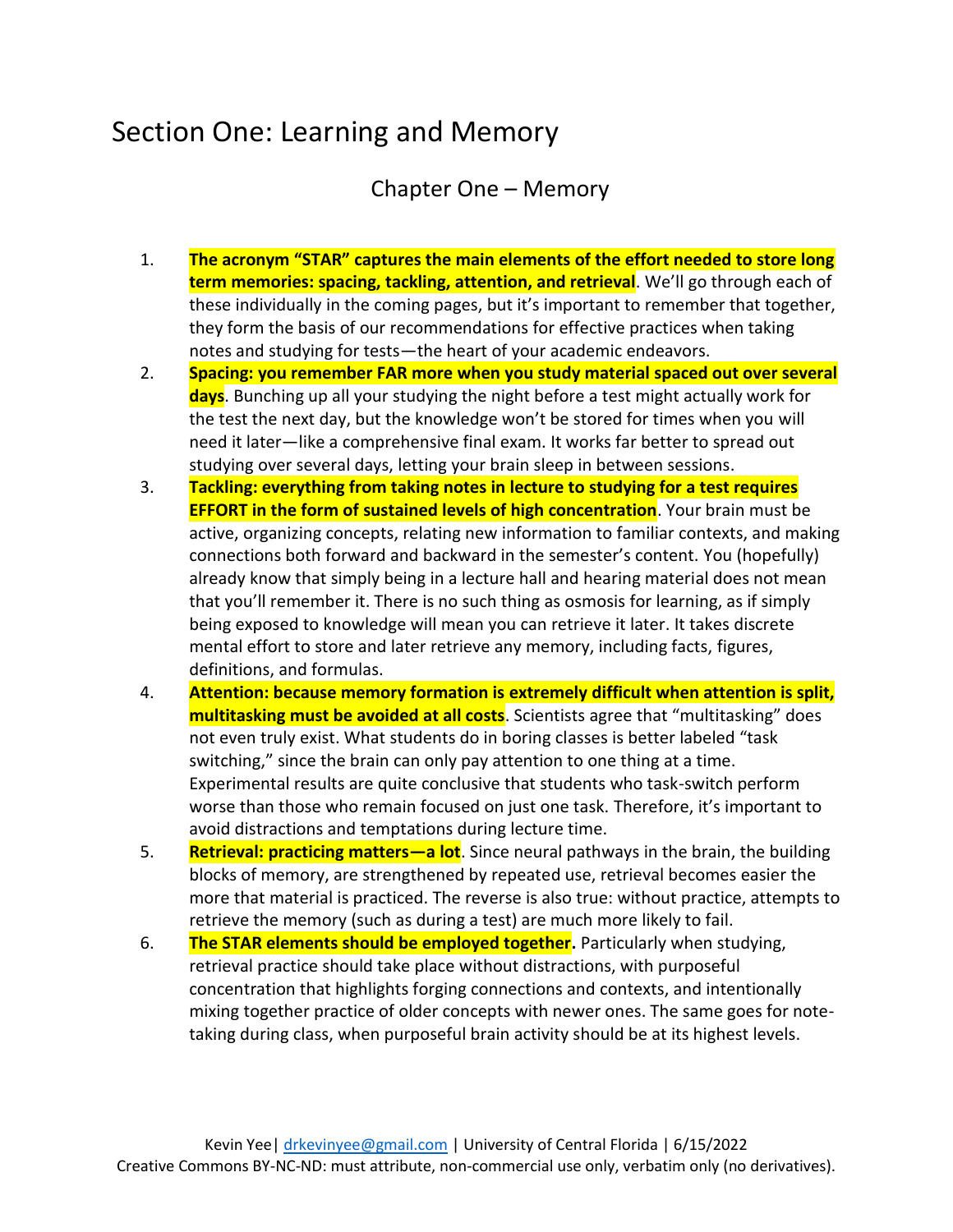# Section One: Learning and Memory

## Chapter One – Memory

1. **The acronym "STAR" captures the main elements of the effort needed to store long term memories: spacing, tackling, attention, and retrieval**. We'll go through each of these individually in the coming pages, but it's important to remember that together, they form the basis of our recommendations for effective practices when taking notes and studying for tests—the heart of your academic endeavors.
2. **Spacing: you remember FAR more when you study material spaced out over several days**. Bunching up all your studying the night before a test might actually work for the test the next day, but the knowledge won't be stored for times when you will need it later—like a comprehensive final exam. It works far better to spread out studying over several days, letting your brain sleep in between sessions.
3. **Tackling: everything from taking notes in lecture to studying for a test requires EFFORT in the form of sustained levels of high concentration**. Your brain must be active, organizing concepts, relating new information to familiar contexts, and making connections both forward and backward in the semester's content. You (hopefully) already know that simply being in a lecture hall and hearing material does not mean that you'll remember it. There is no such thing as osmosis for learning, as if simply being exposed to knowledge will mean you can retrieve it later. It takes discrete mental effort to store and later retrieve any memory, including facts, figures, definitions, and formulas.
4. **Attention: because memory formation is extremely difficult when attention is split, multitasking must be avoided at all costs**. Scientists agree that "multitasking" does not even truly exist. What students do in boring classes is better labeled "task switching," since the brain can only pay attention to one thing at a time. Experimental results are quite conclusive that students who task-switch perform worse than those who remain focused on just one task. Therefore, it's important to avoid distractions and temptations during lecture time.
5. **Retrieval: practicing matters—a lot**. Since neural pathways in the brain, the building blocks of memory, are strengthened by repeated use, retrieval becomes easier the more that material is practiced. The reverse is also true: without practice, attempts to retrieve the memory (such as during a test) are much more likely to fail.
6. **The STAR elements should be employed together.** Particularly when studying, retrieval practice should take place without distractions, with purposeful concentration that highlights forging connections and contexts, and intentionally mixing together practice of older concepts with newer ones. The same goes for note-taking during class, when purposeful brain activity should be at its highest levels.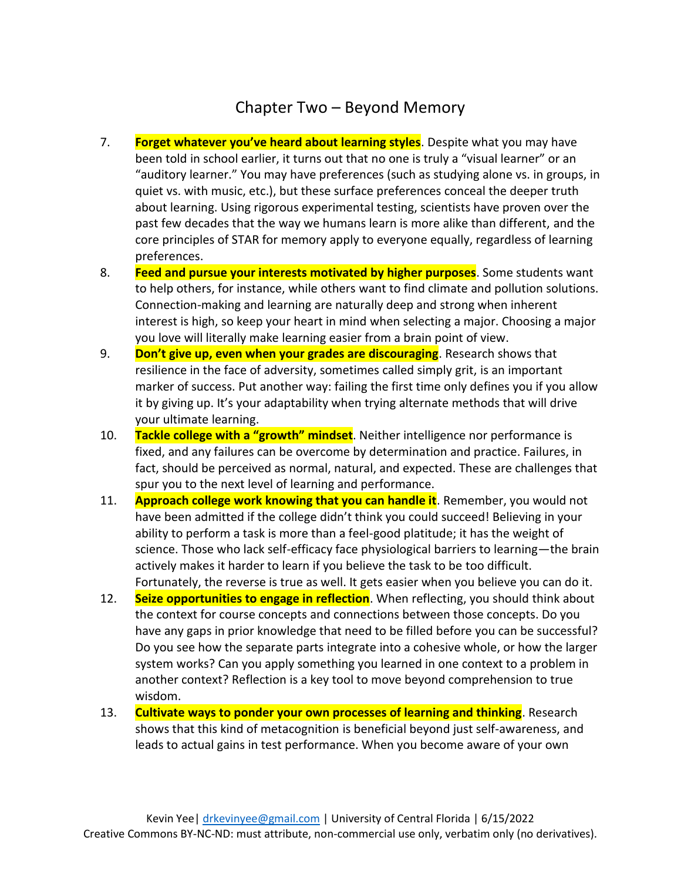# Chapter Two – Beyond Memory

7. **Forget whatever you've heard about learning styles**. Despite what you may have been told in school earlier, it turns out that no one is truly a "visual learner" or an "auditory learner." You may have preferences (such as studying alone vs. in groups, in quiet vs. with music, etc.), but these surface preferences conceal the deeper truth about learning. Using rigorous experimental testing, scientists have proven over the past few decades that the way we humans learn is more alike than different, and the core principles of STAR for memory apply to everyone equally, regardless of learning preferences.
8. **Feed and pursue your interests motivated by higher purposes**. Some students want to help others, for instance, while others want to find climate and pollution solutions. Connection-making and learning are naturally deep and strong when inherent interest is high, so keep your heart in mind when selecting a major. Choosing a major you love will literally make learning easier from a brain point of view.
9. **Don't give up, even when your grades are discouraging**. Research shows that resilience in the face of adversity, sometimes called simply grit, is an important marker of success. Put another way: failing the first time only defines you if you allow it by giving up. It's your adaptability when trying alternate methods that will drive your ultimate learning.
10. **Tackle college with a "growth" mindset**. Neither intelligence nor performance is fixed, and any failures can be overcome by determination and practice. Failures, in fact, should be perceived as normal, natural, and expected. These are challenges that spur you to the next level of learning and performance.
11. **Approach college work knowing that you can handle it**. Remember, you would not have been admitted if the college didn't think you could succeed! Believing in your ability to perform a task is more than a feel-good platitude; it has the weight of science. Those who lack self-efficacy face physiological barriers to learning—the brain actively makes it harder to learn if you believe the task to be too difficult. Fortunately, the reverse is true as well. It gets easier when you believe you can do it.
12. **Seize opportunities to engage in reflection**. When reflecting, you should think about the context for course concepts and connections between those concepts. Do you have any gaps in prior knowledge that need to be filled before you can be successful? Do you see how the separate parts integrate into a cohesive whole, or how the larger system works? Can you apply something you learned in one context to a problem in another context? Reflection is a key tool to move beyond comprehension to true wisdom.
13. **Cultivate ways to ponder your own processes of learning and thinking**. Research shows that this kind of metacognition is beneficial beyond just self-awareness, and leads to actual gains in test performance. When you become aware of your own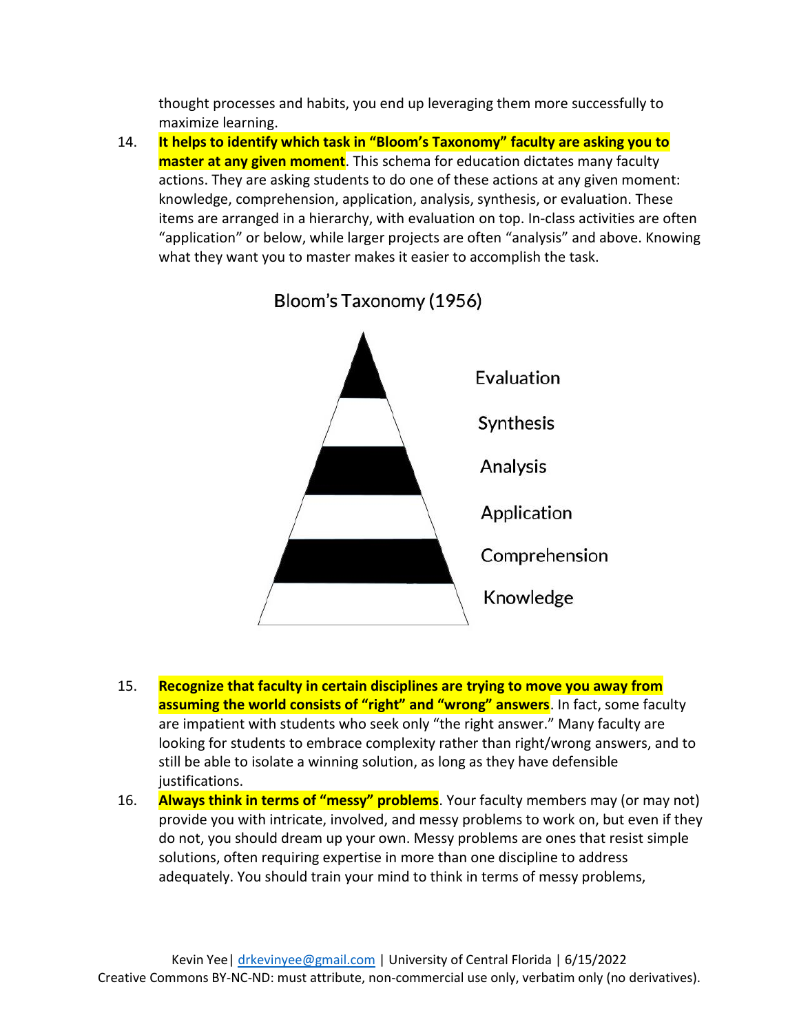thought processes and habits, you end up leveraging them more successfully to maximize learning.

14. **It helps to identify which task in "Bloom's Taxonomy" faculty are asking you to master at any given moment**. This schema for education dictates many faculty actions. They are asking students to do one of these actions at any given moment: knowledge, comprehension, application, analysis, synthesis, or evaluation. These items are arranged in a hierarchy, with evaluation on top. In-class activities are often "application" or below, while larger projects are often "analysis" and above. Knowing what they want you to master makes it easier to accomplish the task.

Bloom's Taxonomy (1956)

Evaluation

Synthesis

Analysis

Application

Comprehension

Knowledge

15. **Recognize that faculty in certain disciplines are trying to move you away from assuming the world consists of "right" and "wrong" answers**. In fact, some faculty are impatient with students who seek only "the right answer." Many faculty are looking for students to embrace complexity rather than right/wrong answers, and to still be able to isolate a winning solution, as long as they have defensible justifications.
16. **Always think in terms of "messy" problems**. Your faculty members may (or may not) provide you with intricate, involved, and messy problems to work on, but even if they do not, you should dream up your own. Messy problems are ones that resist simple solutions, often requiring expertise in more than one discipline to address adequately. You should train your mind to think in terms of messy problems,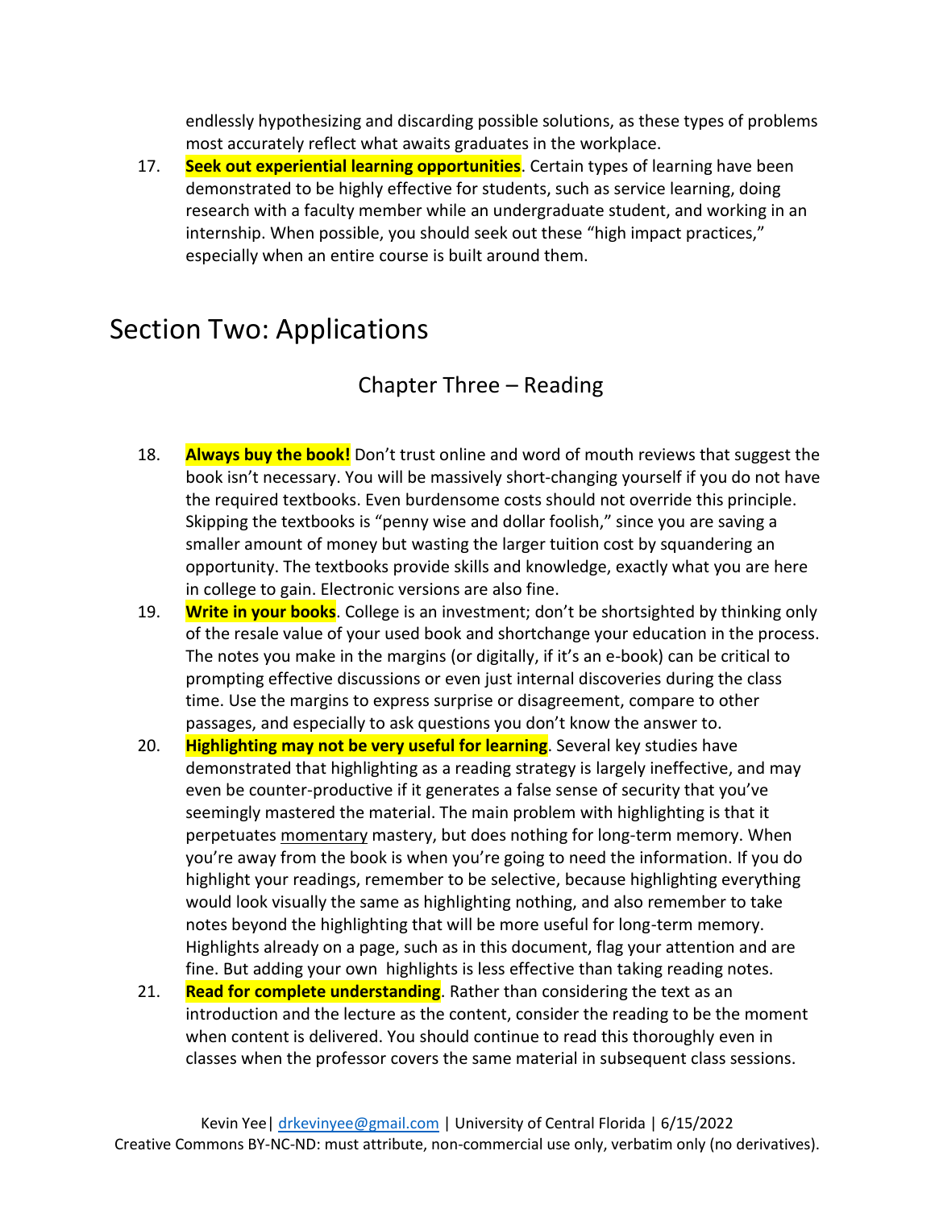endlessly hypothesizing and discarding possible solutions, as these types of problems most accurately reflect what awaits graduates in the workplace.

17. **Seek out experiential learning opportunities**. Certain types of learning have been demonstrated to be highly effective for students, such as service learning, doing research with a faculty member while an undergraduate student, and working in an internship. When possible, you should seek out these "high impact practices," especially when an entire course is built around them.

# Section Two: Applications

## Chapter Three – Reading

18. **Always buy the book!** Don't trust online and word of mouth reviews that suggest the book isn't necessary. You will be massively short-changing yourself if you do not have the required textbooks. Even burdensome costs should not override this principle. Skipping the textbooks is "penny wise and dollar foolish," since you are saving a smaller amount of money but wasting the larger tuition cost by squandering an opportunity. The textbooks provide skills and knowledge, exactly what you are here in college to gain. Electronic versions are also fine.
19. **Write in your books**. College is an investment; don't be shortsighted by thinking only of the resale value of your used book and shortchange your education in the process. The notes you make in the margins (or digitally, if it's an e-book) can be critical to prompting effective discussions or even just internal discoveries during the class time. Use the margins to express surprise or disagreement, compare to other passages, and especially to ask questions you don't know the answer to.
20. **Highlighting may not be very useful for learning**. Several key studies have demonstrated that highlighting as a reading strategy is largely ineffective, and may even be counter-productive if it generates a false sense of security that you've seemingly mastered the material. The main problem with highlighting is that it perpetuates <u>momentary</u> mastery, but does nothing for long-term memory. When you're away from the book is when you're going to need the information. If you do highlight your readings, remember to be selective, because highlighting everything would look visually the same as highlighting nothing, and also remember to take notes beyond the highlighting that will be more useful for long-term memory. Highlights already on a page, such as in this document, flag your attention and are fine. But adding your own highlights is less effective than taking reading notes.
21. **Read for complete understanding**. Rather than considering the text as an introduction and the lecture as the content, consider the reading to be the moment when content is delivered. You should continue to read this thoroughly even in classes when the professor covers the same material in subsequent class sessions.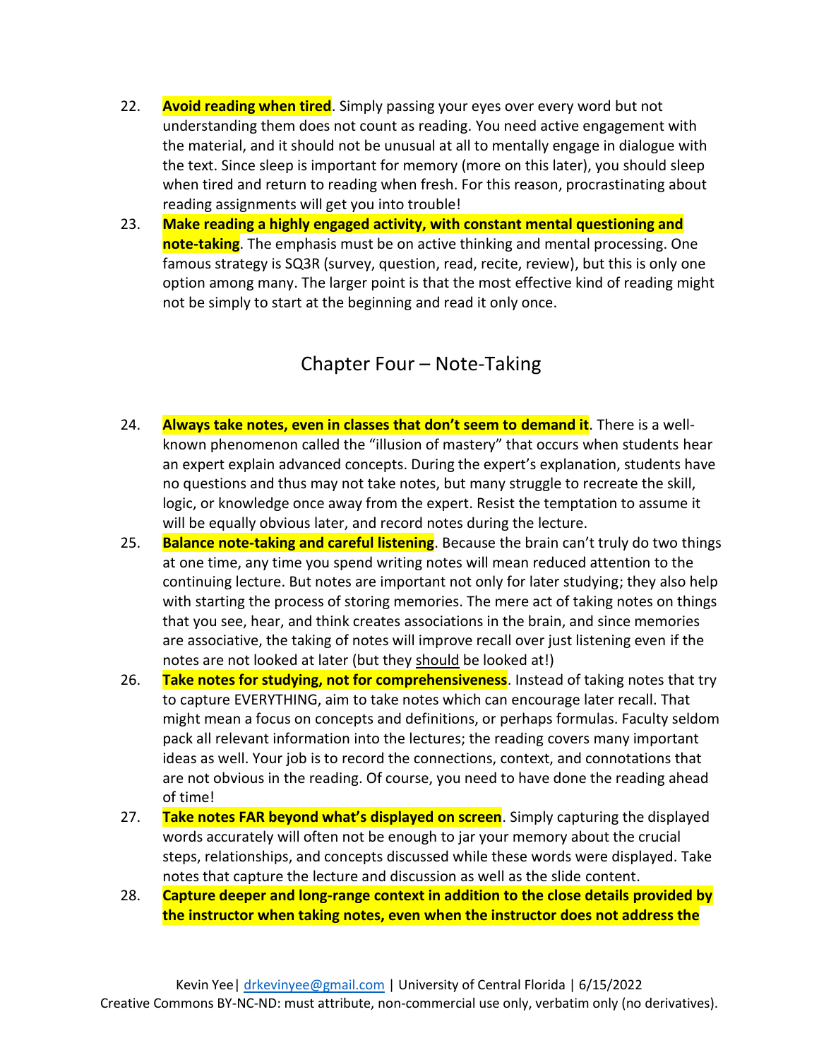22. **Avoid reading when tired**. Simply passing your eyes over every word but not understanding them does not count as reading. You need active engagement with the material, and it should not be unusual at all to mentally engage in dialogue with the text. Since sleep is important for memory (more on this later), you should sleep when tired and return to reading when fresh. For this reason, procrastinating about reading assignments will get you into trouble!
23. **Make reading a highly engaged activity, with constant mental questioning and note-taking**. The emphasis must be on active thinking and mental processing. One famous strategy is SQ3R (survey, question, read, recite, review), but this is only one option among many. The larger point is that the most effective kind of reading might not be simply to start at the beginning and read it only once.

## Chapter Four – Note-Taking

24. **Always take notes, even in classes that don't seem to demand it**. There is a well-known phenomenon called the "illusion of mastery" that occurs when students hear an expert explain advanced concepts. During the expert's explanation, students have no questions and thus may not take notes, but many struggle to recreate the skill, logic, or knowledge once away from the expert. Resist the temptation to assume it will be equally obvious later, and record notes during the lecture.
25. **Balance note-taking and careful listening**. Because the brain can't truly do two things at one time, any time you spend writing notes will mean reduced attention to the continuing lecture. But notes are important not only for later studying; they also help with starting the process of storing memories. The mere act of taking notes on things that you see, hear, and think creates associations in the brain, and since memories are associative, the taking of notes will improve recall over just listening even if the notes are not looked at later (but they <u>should</u> be looked at!)
26. **Take notes for studying, not for comprehensiveness**. Instead of taking notes that try to capture EVERYTHING, aim to take notes which can encourage later recall. That might mean a focus on concepts and definitions, or perhaps formulas. Faculty seldom pack all relevant information into the lectures; the reading covers many important ideas as well. Your job is to record the connections, context, and connotations that are not obvious in the reading. Of course, you need to have done the reading ahead of time!
27. **Take notes FAR beyond what's displayed on screen**. Simply capturing the displayed words accurately will often not be enough to jar your memory about the crucial steps, relationships, and concepts discussed while these words were displayed. Take notes that capture the lecture and discussion as well as the slide content.
28. **Capture deeper and long-range context in addition to the close details provided by the instructor when taking notes, even when the instructor does not address the**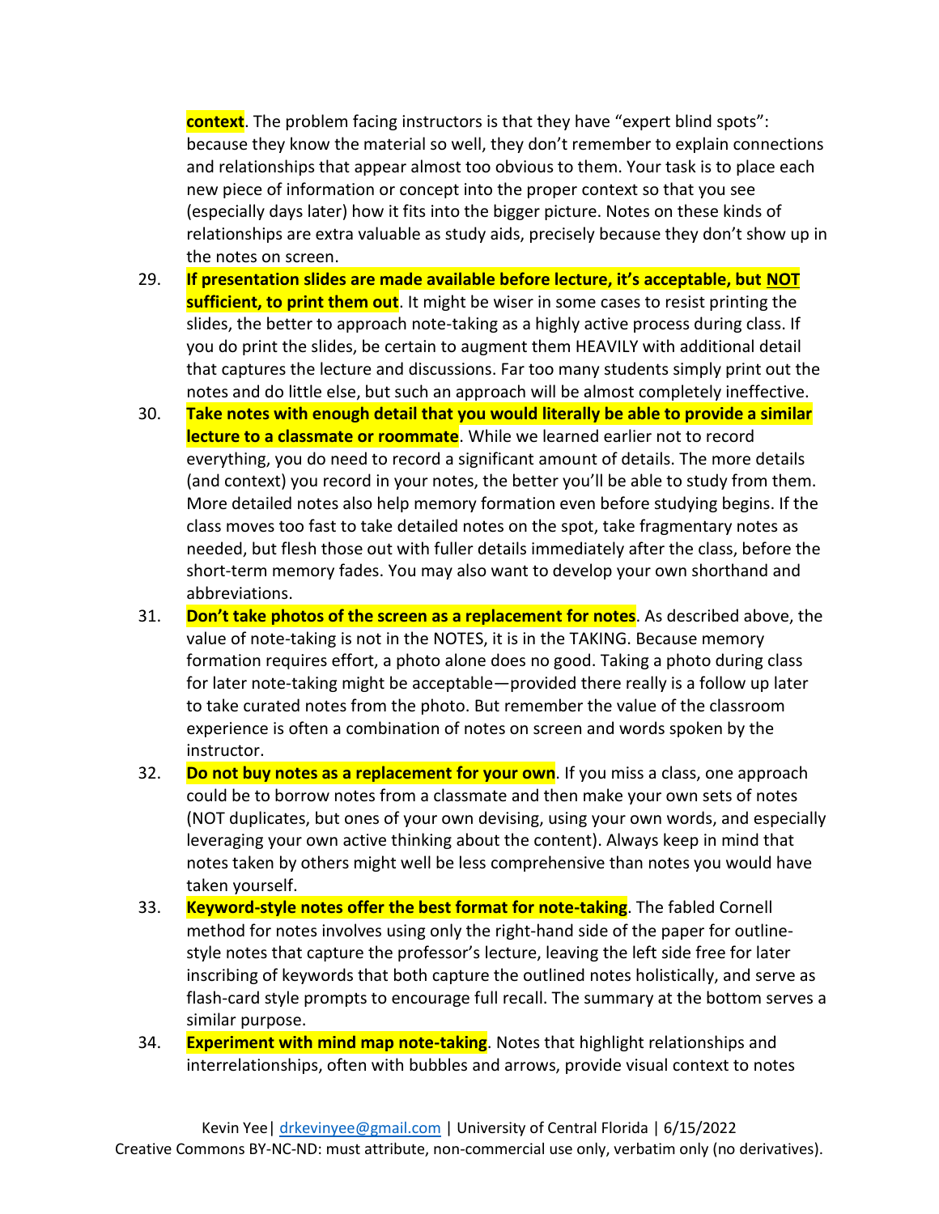**context**. The problem facing instructors is that they have "expert blind spots": because they know the material so well, they don't remember to explain connections and relationships that appear almost too obvious to them. Your task is to place each new piece of information or concept into the proper context so that you see (especially days later) how it fits into the bigger picture. Notes on these kinds of relationships are extra valuable as study aids, precisely because they don't show up in the notes on screen.

29. **If presentation slides are made available before lecture, it's acceptable, but <u>NOT</u> sufficient, to print them out**. It might be wiser in some cases to resist printing the slides, the better to approach note-taking as a highly active process during class. If you do print the slides, be certain to augment them HEAVILY with additional detail that captures the lecture and discussions. Far too many students simply print out the notes and do little else, but such an approach will be almost completely ineffective.
30. **Take notes with enough detail that you would literally be able to provide a similar lecture to a classmate or roommate**. While we learned earlier not to record everything, you do need to record a significant amount of details. The more details (and context) you record in your notes, the better you'll be able to study from them. More detailed notes also help memory formation even before studying begins. If the class moves too fast to take detailed notes on the spot, take fragmentary notes as needed, but flesh those out with fuller details immediately after the class, before the short-term memory fades. You may also want to develop your own shorthand and abbreviations.
31. **Don't take photos of the screen as a replacement for notes**. As described above, the value of note-taking is not in the NOTES, it is in the TAKING. Because memory formation requires effort, a photo alone does no good. Taking a photo during class for later note-taking might be acceptable—provided there really is a follow up later to take curated notes from the photo. But remember the value of the classroom experience is often a combination of notes on screen and words spoken by the instructor.
32. **Do not buy notes as a replacement for your own**. If you miss a class, one approach could be to borrow notes from a classmate and then make your own sets of notes (NOT duplicates, but ones of your own devising, using your own words, and especially leveraging your own active thinking about the content). Always keep in mind that notes taken by others might well be less comprehensive than notes you would have taken yourself.
33. **Keyword-style notes offer the best format for note-taking**. The fabled Cornell method for notes involves using only the right-hand side of the paper for outline-style notes that capture the professor's lecture, leaving the left side free for later inscribing of keywords that both capture the outlined notes holistically, and serve as flash-card style prompts to encourage full recall. The summary at the bottom serves a similar purpose.
34. **Experiment with mind map note-taking**. Notes that highlight relationships and interrelationships, often with bubbles and arrows, provide visual context to notes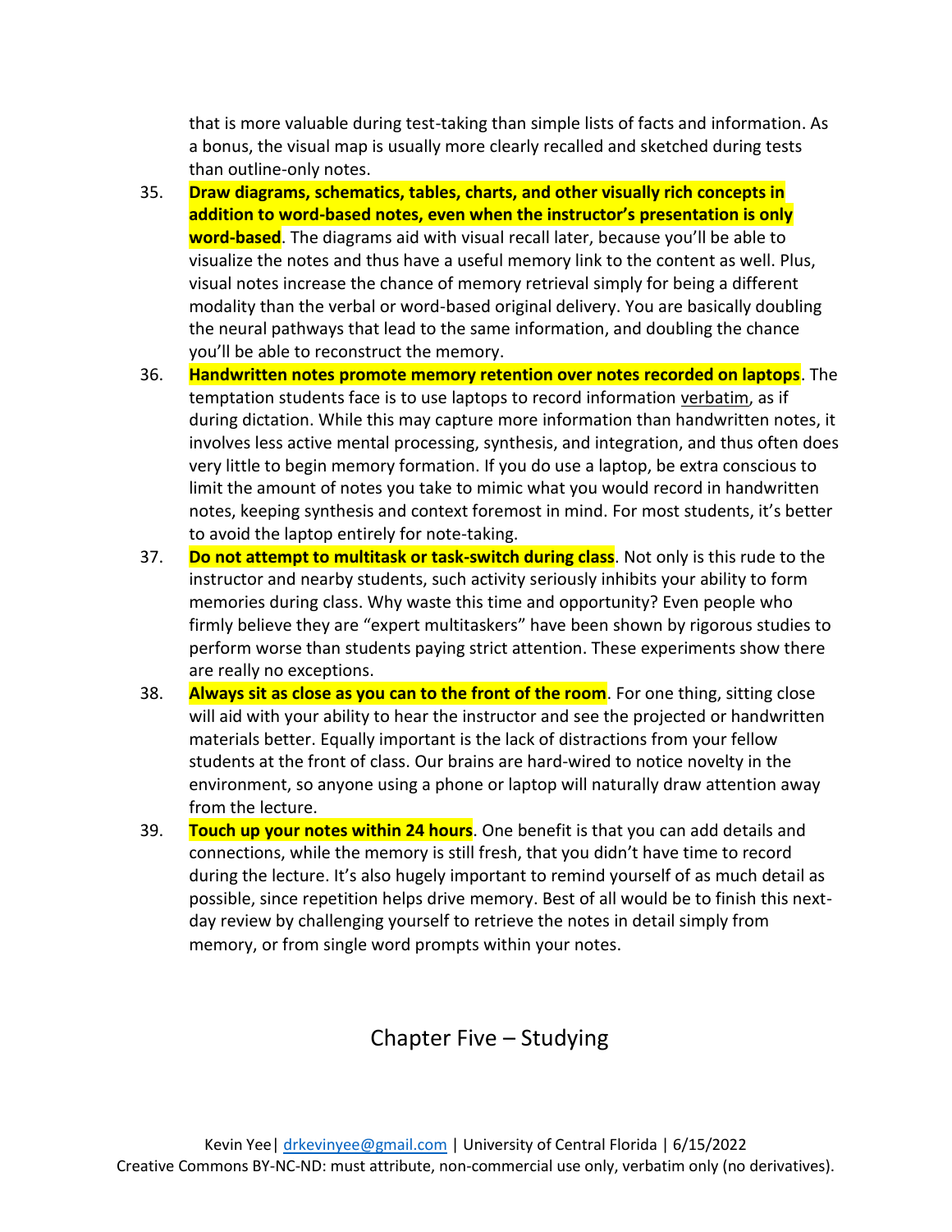that is more valuable during test-taking than simple lists of facts and information. As a bonus, the visual map is usually more clearly recalled and sketched during tests than outline-only notes.

35. **Draw diagrams, schematics, tables, charts, and other visually rich concepts in addition to word-based notes, even when the instructor's presentation is only word-based**. The diagrams aid with visual recall later, because you'll be able to visualize the notes and thus have a useful memory link to the content as well. Plus, visual notes increase the chance of memory retrieval simply for being a different modality than the verbal or word-based original delivery. You are basically doubling the neural pathways that lead to the same information, and doubling the chance you'll be able to reconstruct the memory.
36. **Handwritten notes promote memory retention over notes recorded on laptops**. The temptation students face is to use laptops to record information verbatim, as if during dictation. While this may capture more information than handwritten notes, it involves less active mental processing, synthesis, and integration, and thus often does very little to begin memory formation. If you do use a laptop, be extra conscious to limit the amount of notes you take to mimic what you would record in handwritten notes, keeping synthesis and context foremost in mind. For most students, it's better to avoid the laptop entirely for note-taking.
37. **Do not attempt to multitask or task-switch during class**. Not only is this rude to the instructor and nearby students, such activity seriously inhibits your ability to form memories during class. Why waste this time and opportunity? Even people who firmly believe they are "expert multitaskers" have been shown by rigorous studies to perform worse than students paying strict attention. These experiments show there are really no exceptions.
38. **Always sit as close as you can to the front of the room**. For one thing, sitting close will aid with your ability to hear the instructor and see the projected or handwritten materials better. Equally important is the lack of distractions from your fellow students at the front of class. Our brains are hard-wired to notice novelty in the environment, so anyone using a phone or laptop will naturally draw attention away from the lecture.
39. **Touch up your notes within 24 hours**. One benefit is that you can add details and connections, while the memory is still fresh, that you didn't have time to record during the lecture. It's also hugely important to remind yourself of as much detail as possible, since repetition helps drive memory. Best of all would be to finish this next-day review by challenging yourself to retrieve the notes in detail simply from memory, or from single word prompts within your notes.

## Chapter Five – Studying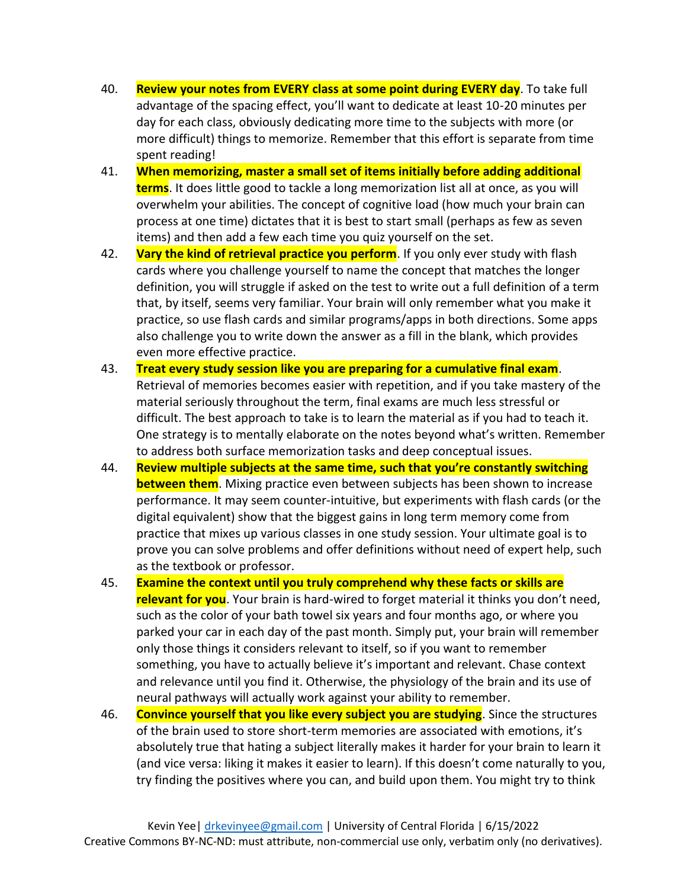40. **Review your notes from EVERY class at some point during EVERY day**. To take full advantage of the spacing effect, you'll want to dedicate at least 10-20 minutes per day for each class, obviously dedicating more time to the subjects with more (or more difficult) things to memorize. Remember that this effort is separate from time spent reading!
41. **When memorizing, master a small set of items initially before adding additional terms**. It does little good to tackle a long memorization list all at once, as you will overwhelm your abilities. The concept of cognitive load (how much your brain can process at one time) dictates that it is best to start small (perhaps as few as seven items) and then add a few each time you quiz yourself on the set.
42. **Vary the kind of retrieval practice you perform**. If you only ever study with flash cards where you challenge yourself to name the concept that matches the longer definition, you will struggle if asked on the test to write out a full definition of a term that, by itself, seems very familiar. Your brain will only remember what you make it practice, so use flash cards and similar programs/apps in both directions. Some apps also challenge you to write down the answer as a fill in the blank, which provides even more effective practice.
43. **Treat every study session like you are preparing for a cumulative final exam**. Retrieval of memories becomes easier with repetition, and if you take mastery of the material seriously throughout the term, final exams are much less stressful or difficult. The best approach to take is to learn the material as if you had to teach it. One strategy is to mentally elaborate on the notes beyond what's written. Remember to address both surface memorization tasks and deep conceptual issues.
44. **Review multiple subjects at the same time, such that you're constantly switching between them**. Mixing practice even between subjects has been shown to increase performance. It may seem counter-intuitive, but experiments with flash cards (or the digital equivalent) show that the biggest gains in long term memory come from practice that mixes up various classes in one study session. Your ultimate goal is to prove you can solve problems and offer definitions without need of expert help, such as the textbook or professor.
45. **Examine the context until you truly comprehend why these facts or skills are relevant for you**. Your brain is hard-wired to forget material it thinks you don't need, such as the color of your bath towel six years and four months ago, or where you parked your car in each day of the past month. Simply put, your brain will remember only those things it considers relevant to itself, so if you want to remember something, you have to actually believe it's important and relevant. Chase context and relevance until you find it. Otherwise, the physiology of the brain and its use of neural pathways will actually work against your ability to remember.
46. **Convince yourself that you like every subject you are studying**. Since the structures of the brain used to store short-term memories are associated with emotions, it's absolutely true that hating a subject literally makes it harder for your brain to learn it (and vice versa: liking it makes it easier to learn). If this doesn't come naturally to you, try finding the positives where you can, and build upon them. You might try to think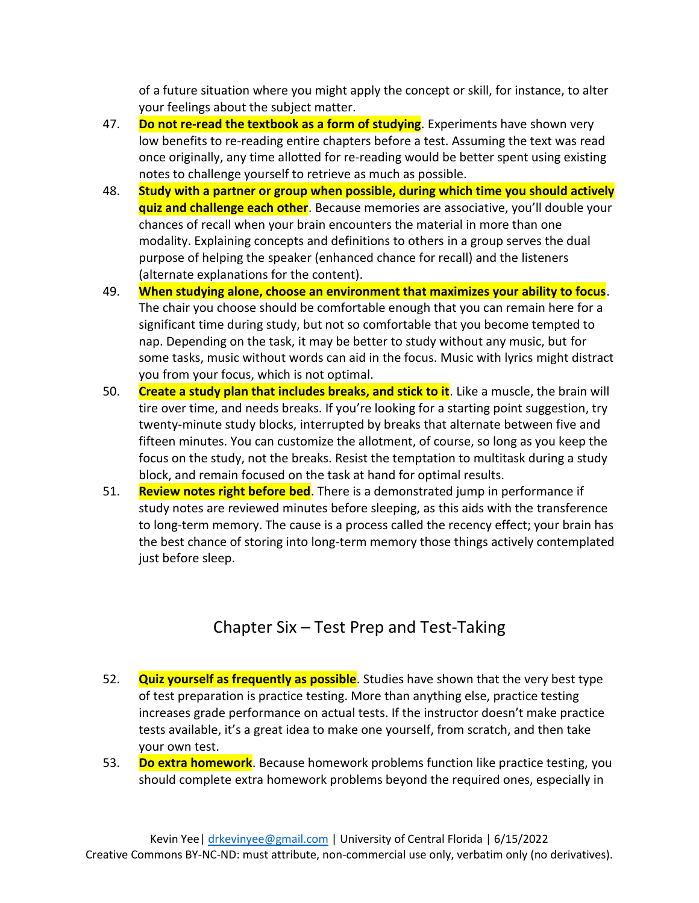of a future situation where you might apply the concept or skill, for instance, to alter your feelings about the subject matter.

47. **Do not re-read the textbook as a form of studying**. Experiments have shown very low benefits to re-reading entire chapters before a test. Assuming the text was read once originally, any time allotted for re-reading would be better spent using existing notes to challenge yourself to retrieve as much as possible.
48. **Study with a partner or group when possible, during which time you should actively quiz and challenge each other**. Because memories are associative, you'll double your chances of recall when your brain encounters the material in more than one modality. Explaining concepts and definitions to others in a group serves the dual purpose of helping the speaker (enhanced chance for recall) and the listeners (alternate explanations for the content).
49. **When studying alone, choose an environment that maximizes your ability to focus**. The chair you choose should be comfortable enough that you can remain here for a significant time during study, but not so comfortable that you become tempted to nap. Depending on the task, it may be better to study without any music, but for some tasks, music without words can aid in the focus. Music with lyrics might distract you from your focus, which is not optimal.
50. **Create a study plan that includes breaks, and stick to it**. Like a muscle, the brain will tire over time, and needs breaks. If you're looking for a starting point suggestion, try twenty-minute study blocks, interrupted by breaks that alternate between five and fifteen minutes. You can customize the allotment, of course, so long as you keep the focus on the study, not the breaks. Resist the temptation to multitask during a study block, and remain focused on the task at hand for optimal results.
51. **Review notes right before bed**. There is a demonstrated jump in performance if study notes are reviewed minutes before sleeping, as this aids with the transference to long-term memory. The cause is a process called the recency effect; your brain has the best chance of storing into long-term memory those things actively contemplated just before sleep.

## Chapter Six – Test Prep and Test-Taking

52. **Quiz yourself as frequently as possible**. Studies have shown that the very best type of test preparation is practice testing. More than anything else, practice testing increases grade performance on actual tests. If the instructor doesn't make practice tests available, it's a great idea to make one yourself, from scratch, and then take your own test.
53. **Do extra homework**. Because homework problems function like practice testing, you should complete extra homework problems beyond the required ones, especially in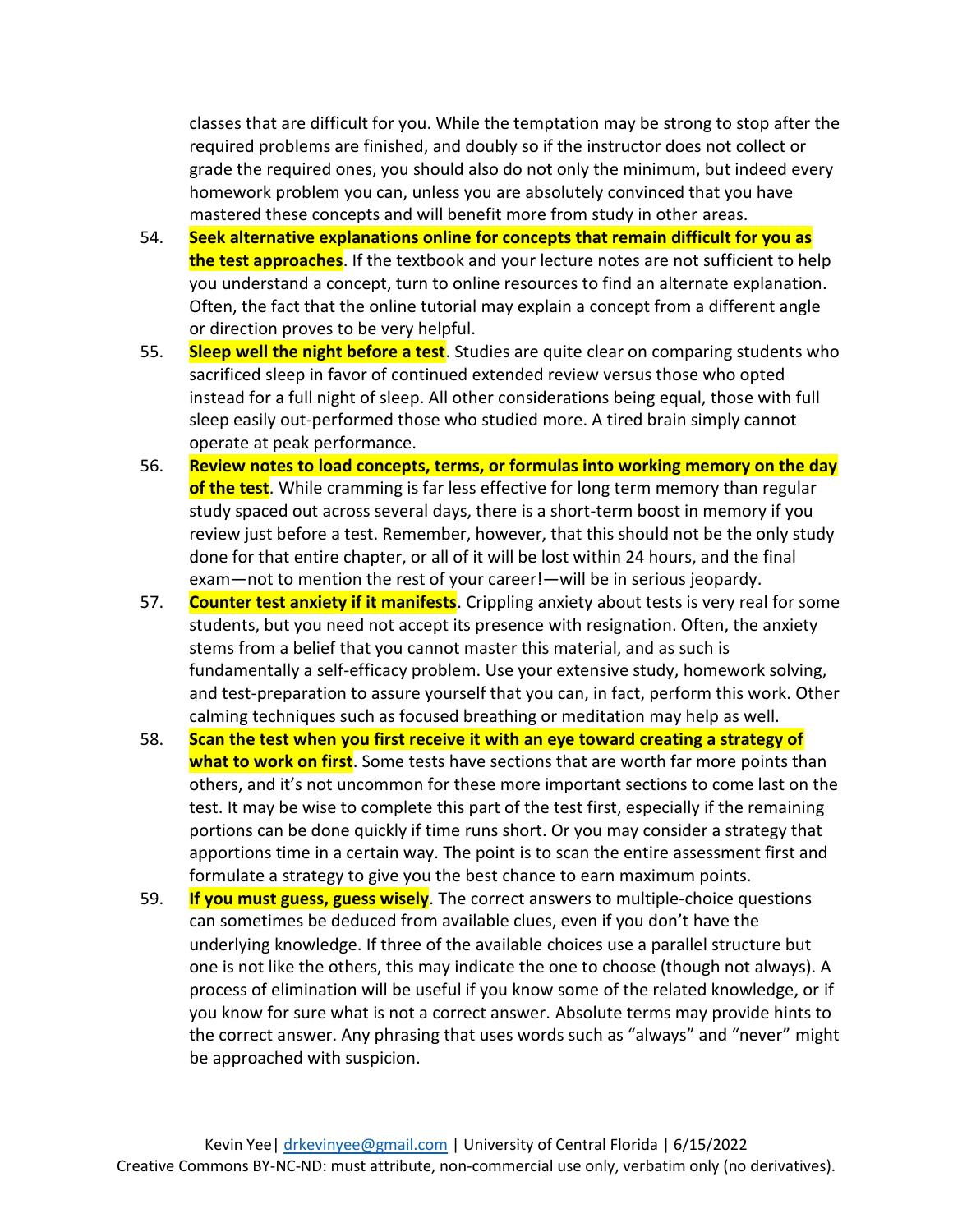classes that are difficult for you. While the temptation may be strong to stop after the required problems are finished, and doubly so if the instructor does not collect or grade the required ones, you should also do not only the minimum, but indeed every homework problem you can, unless you are absolutely convinced that you have mastered these concepts and will benefit more from study in other areas.

54. **Seek alternative explanations online for concepts that remain difficult for you as the test approaches**. If the textbook and your lecture notes are not sufficient to help you understand a concept, turn to online resources to find an alternate explanation. Often, the fact that the online tutorial may explain a concept from a different angle or direction proves to be very helpful.
55. **Sleep well the night before a test**. Studies are quite clear on comparing students who sacrificed sleep in favor of continued extended review versus those who opted instead for a full night of sleep. All other considerations being equal, those with full sleep easily out-performed those who studied more. A tired brain simply cannot operate at peak performance.
56. **Review notes to load concepts, terms, or formulas into working memory on the day of the test**. While cramming is far less effective for long term memory than regular study spaced out across several days, there is a short-term boost in memory if you review just before a test. Remember, however, that this should not be the only study done for that entire chapter, or all of it will be lost within 24 hours, and the final exam—not to mention the rest of your career!—will be in serious jeopardy.
57. **Counter test anxiety if it manifests**. Crippling anxiety about tests is very real for some students, but you need not accept its presence with resignation. Often, the anxiety stems from a belief that you cannot master this material, and as such is fundamentally a self-efficacy problem. Use your extensive study, homework solving, and test-preparation to assure yourself that you can, in fact, perform this work. Other calming techniques such as focused breathing or meditation may help as well.
58. **Scan the test when you first receive it with an eye toward creating a strategy of what to work on first**. Some tests have sections that are worth far more points than others, and it's not uncommon for these more important sections to come last on the test. It may be wise to complete this part of the test first, especially if the remaining portions can be done quickly if time runs short. Or you may consider a strategy that apportions time in a certain way. The point is to scan the entire assessment first and formulate a strategy to give you the best chance to earn maximum points.
59. **If you must guess, guess wisely**. The correct answers to multiple-choice questions can sometimes be deduced from available clues, even if you don't have the underlying knowledge. If three of the available choices use a parallel structure but one is not like the others, this may indicate the one to choose (though not always). A process of elimination will be useful if you know some of the related knowledge, or if you know for sure what is not a correct answer. Absolute terms may provide hints to the correct answer. Any phrasing that uses words such as "always" and "never" might be approached with suspicion.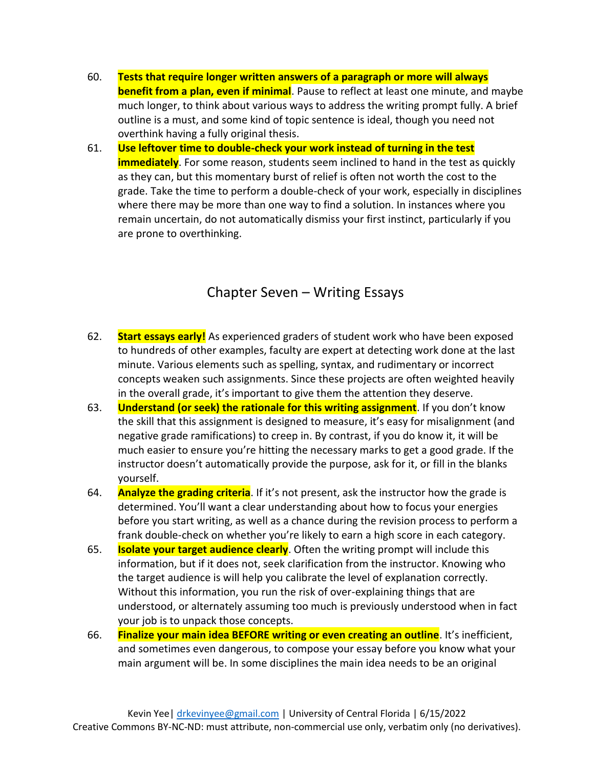60. **Tests that require longer written answers of a paragraph or more will always benefit from a plan, even if minimal**. Pause to reflect at least one minute, and maybe much longer, to think about various ways to address the writing prompt fully. A brief outline is a must, and some kind of topic sentence is ideal, though you need not overthink having a fully original thesis.
61. **Use leftover time to double-check your work instead of turning in the test immediately**. For some reason, students seem inclined to hand in the test as quickly as they can, but this momentary burst of relief is often not worth the cost to the grade. Take the time to perform a double-check of your work, especially in disciplines where there may be more than one way to find a solution. In instances where you remain uncertain, do not automatically dismiss your first instinct, particularly if you are prone to overthinking.

## Chapter Seven – Writing Essays

62. **Start essays early!** As experienced graders of student work who have been exposed to hundreds of other examples, faculty are expert at detecting work done at the last minute. Various elements such as spelling, syntax, and rudimentary or incorrect concepts weaken such assignments. Since these projects are often weighted heavily in the overall grade, it's important to give them the attention they deserve.
63. **Understand (or seek) the rationale for this writing assignment**. If you don't know the skill that this assignment is designed to measure, it's easy for misalignment (and negative grade ramifications) to creep in. By contrast, if you do know it, it will be much easier to ensure you're hitting the necessary marks to get a good grade. If the instructor doesn't automatically provide the purpose, ask for it, or fill in the blanks yourself.
64. **Analyze the grading criteria**. If it's not present, ask the instructor how the grade is determined. You'll want a clear understanding about how to focus your energies before you start writing, as well as a chance during the revision process to perform a frank double-check on whether you're likely to earn a high score in each category.
65. **Isolate your target audience clearly**. Often the writing prompt will include this information, but if it does not, seek clarification from the instructor. Knowing who the target audience is will help you calibrate the level of explanation correctly. Without this information, you run the risk of over-explaining things that are understood, or alternately assuming too much is previously understood when in fact your job is to unpack those concepts.
66. **Finalize your main idea BEFORE writing or even creating an outline**. It's inefficient, and sometimes even dangerous, to compose your essay before you know what your main argument will be. In some disciplines the main idea needs to be an original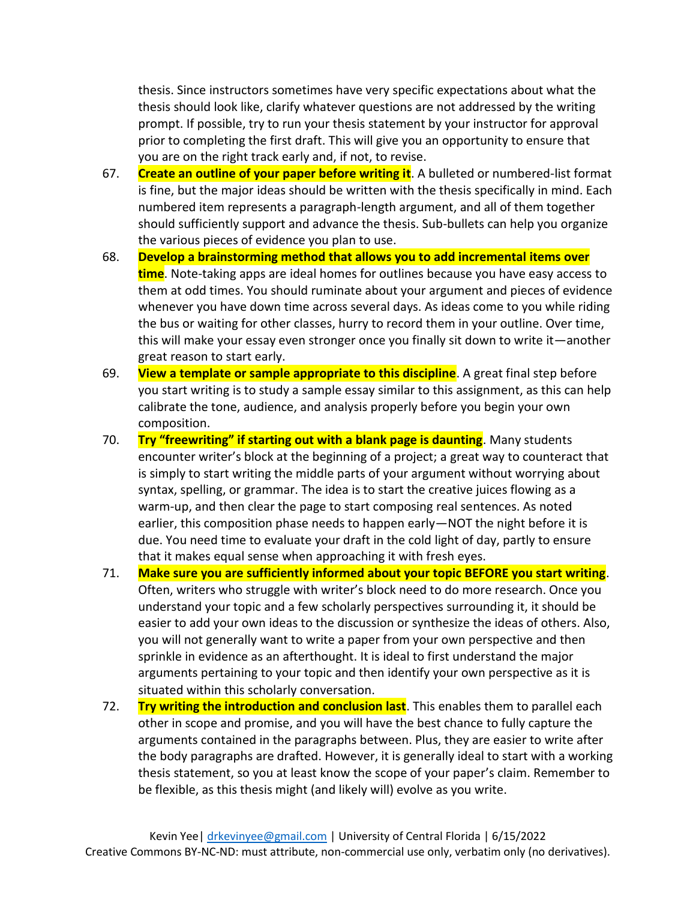thesis. Since instructors sometimes have very specific expectations about what the thesis should look like, clarify whatever questions are not addressed by the writing prompt. If possible, try to run your thesis statement by your instructor for approval prior to completing the first draft. This will give you an opportunity to ensure that you are on the right track early and, if not, to revise.

67. **Create an outline of your paper before writing it**. A bulleted or numbered-list format is fine, but the major ideas should be written with the thesis specifically in mind. Each numbered item represents a paragraph-length argument, and all of them together should sufficiently support and advance the thesis. Sub-bullets can help you organize the various pieces of evidence you plan to use.
68. **Develop a brainstorming method that allows you to add incremental items over time**. Note-taking apps are ideal homes for outlines because you have easy access to them at odd times. You should ruminate about your argument and pieces of evidence whenever you have down time across several days. As ideas come to you while riding the bus or waiting for other classes, hurry to record them in your outline. Over time, this will make your essay even stronger once you finally sit down to write it—another great reason to start early.
69. **View a template or sample appropriate to this discipline**. A great final step before you start writing is to study a sample essay similar to this assignment, as this can help calibrate the tone, audience, and analysis properly before you begin your own composition.
70. **Try "freewriting" if starting out with a blank page is daunting**. Many students encounter writer's block at the beginning of a project; a great way to counteract that is simply to start writing the middle parts of your argument without worrying about syntax, spelling, or grammar. The idea is to start the creative juices flowing as a warm-up, and then clear the page to start composing real sentences. As noted earlier, this composition phase needs to happen early—NOT the night before it is due. You need time to evaluate your draft in the cold light of day, partly to ensure that it makes equal sense when approaching it with fresh eyes.
71. **Make sure you are sufficiently informed about your topic BEFORE you start writing**. Often, writers who struggle with writer's block need to do more research. Once you understand your topic and a few scholarly perspectives surrounding it, it should be easier to add your own ideas to the discussion or synthesize the ideas of others. Also, you will not generally want to write a paper from your own perspective and then sprinkle in evidence as an afterthought. It is ideal to first understand the major arguments pertaining to your topic and then identify your own perspective as it is situated within this scholarly conversation.
72. **Try writing the introduction and conclusion last**. This enables them to parallel each other in scope and promise, and you will have the best chance to fully capture the arguments contained in the paragraphs between. Plus, they are easier to write after the body paragraphs are drafted. However, it is generally ideal to start with a working thesis statement, so you at least know the scope of your paper's claim. Remember to be flexible, as this thesis might (and likely will) evolve as you write.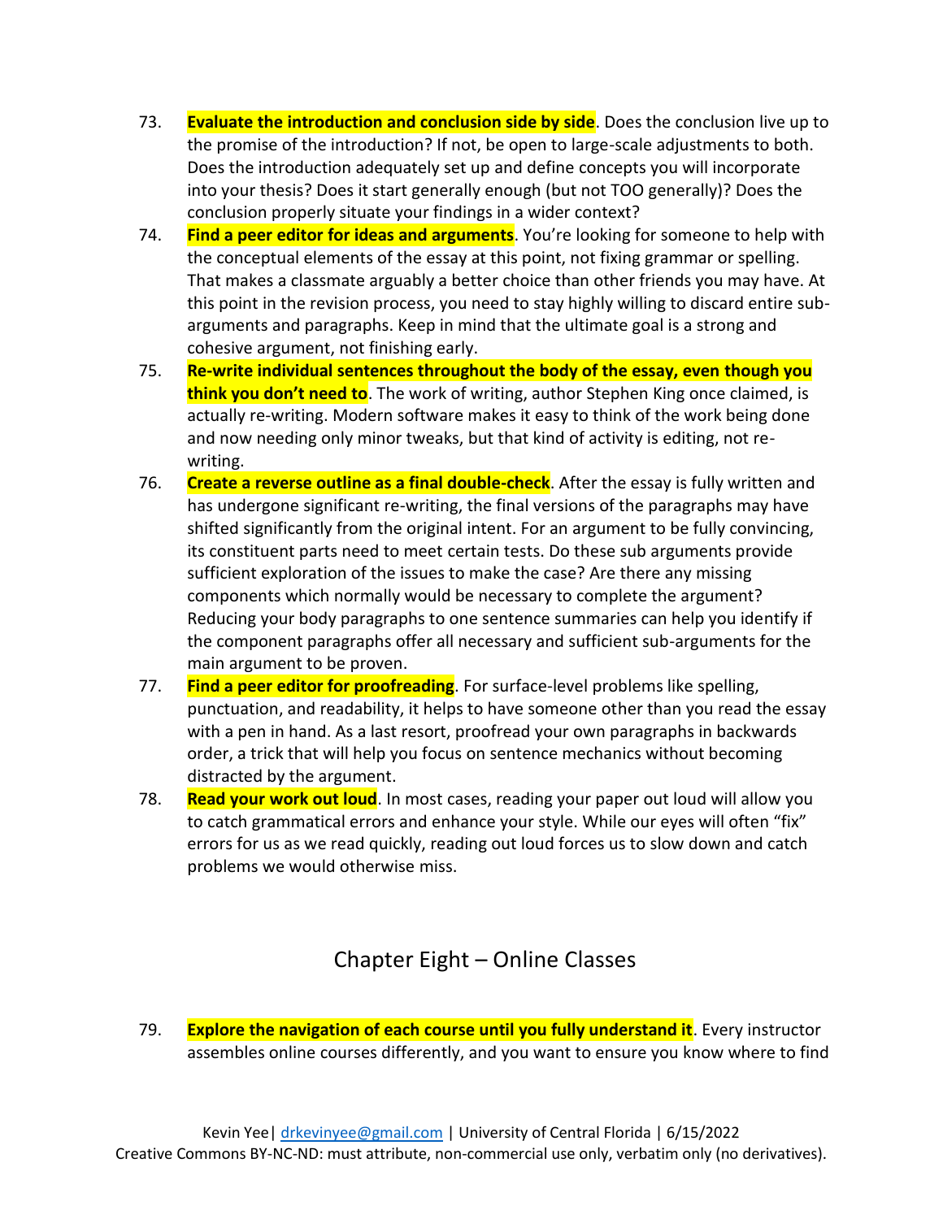73. **Evaluate the introduction and conclusion side by side**. Does the conclusion live up to the promise of the introduction? If not, be open to large-scale adjustments to both. Does the introduction adequately set up and define concepts you will incorporate into your thesis? Does it start generally enough (but not TOO generally)? Does the conclusion properly situate your findings in a wider context?
74. **Find a peer editor for ideas and arguments**. You're looking for someone to help with the conceptual elements of the essay at this point, not fixing grammar or spelling. That makes a classmate arguably a better choice than other friends you may have. At this point in the revision process, you need to stay highly willing to discard entire sub-arguments and paragraphs. Keep in mind that the ultimate goal is a strong and cohesive argument, not finishing early.
75. **Re-write individual sentences throughout the body of the essay, even though you think you don't need to**. The work of writing, author Stephen King once claimed, is actually re-writing. Modern software makes it easy to think of the work being done and now needing only minor tweaks, but that kind of activity is editing, not re-writing.
76. **Create a reverse outline as a final double-check**. After the essay is fully written and has undergone significant re-writing, the final versions of the paragraphs may have shifted significantly from the original intent. For an argument to be fully convincing, its constituent parts need to meet certain tests. Do these sub arguments provide sufficient exploration of the issues to make the case? Are there any missing components which normally would be necessary to complete the argument? Reducing your body paragraphs to one sentence summaries can help you identify if the component paragraphs offer all necessary and sufficient sub-arguments for the main argument to be proven.
77. **Find a peer editor for proofreading**. For surface-level problems like spelling, punctuation, and readability, it helps to have someone other than you read the essay with a pen in hand. As a last resort, proofread your own paragraphs in backwards order, a trick that will help you focus on sentence mechanics without becoming distracted by the argument.
78. **Read your work out loud**. In most cases, reading your paper out loud will allow you to catch grammatical errors and enhance your style. While our eyes will often "fix" errors for us as we read quickly, reading out loud forces us to slow down and catch problems we would otherwise miss.

## Chapter Eight – Online Classes

79. **Explore the navigation of each course until you fully understand it**. Every instructor assembles online courses differently, and you want to ensure you know where to find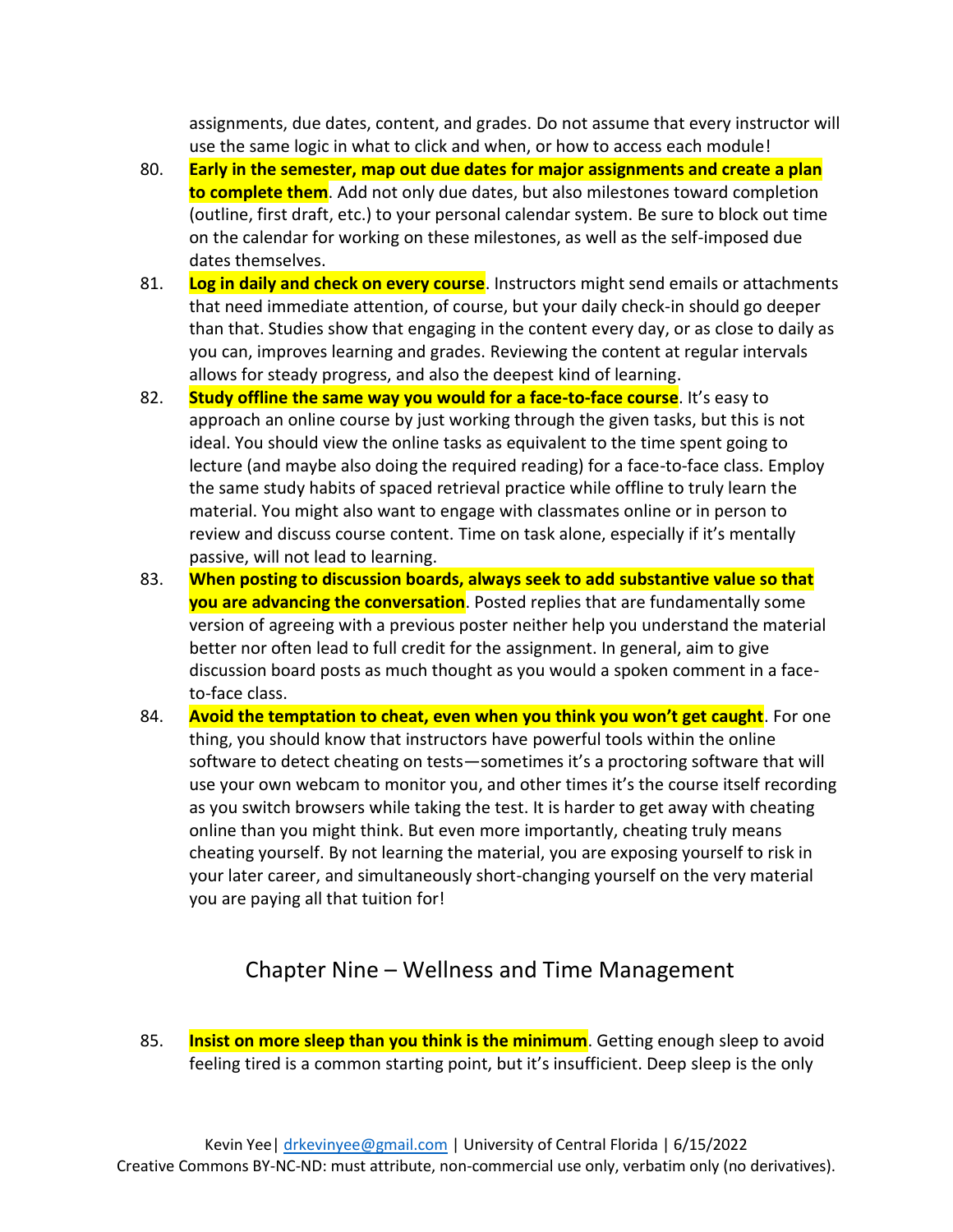assignments, due dates, content, and grades. Do not assume that every instructor will use the same logic in what to click and when, or how to access each module!

80. **Early in the semester, map out due dates for major assignments and create a plan to complete them**. Add not only due dates, but also milestones toward completion (outline, first draft, etc.) to your personal calendar system. Be sure to block out time on the calendar for working on these milestones, as well as the self-imposed due dates themselves.
81. **Log in daily and check on every course**. Instructors might send emails or attachments that need immediate attention, of course, but your daily check-in should go deeper than that. Studies show that engaging in the content every day, or as close to daily as you can, improves learning and grades. Reviewing the content at regular intervals allows for steady progress, and also the deepest kind of learning.
82. **Study offline the same way you would for a face-to-face course**. It's easy to approach an online course by just working through the given tasks, but this is not ideal. You should view the online tasks as equivalent to the time spent going to lecture (and maybe also doing the required reading) for a face-to-face class. Employ the same study habits of spaced retrieval practice while offline to truly learn the material. You might also want to engage with classmates online or in person to review and discuss course content. Time on task alone, especially if it's mentally passive, will not lead to learning.
83. **When posting to discussion boards, always seek to add substantive value so that you are advancing the conversation**. Posted replies that are fundamentally some version of agreeing with a previous poster neither help you understand the material better nor often lead to full credit for the assignment. In general, aim to give discussion board posts as much thought as you would a spoken comment in a face-to-face class.
84. **Avoid the temptation to cheat, even when you think you won't get caught**. For one thing, you should know that instructors have powerful tools within the software to detect cheating on tests—sometimes it's a proctoring software that will use your own webcam to monitor you, and other times it's the course itself recording as you switch browsers while taking the test. It is harder to get away with cheating online than you might think. But even more importantly, cheating truly means cheating yourself. By not learning the material, you are exposing yourself to risk in your later career, and simultaneously short-changing yourself on the very material you are paying all that tuition for!

## Chapter Nine – Wellness and Time Management

85. **Insist on more sleep than you think is the minimum**. Getting enough sleep to avoid feeling tired is a common starting point, but it's insufficient. Deep sleep is the only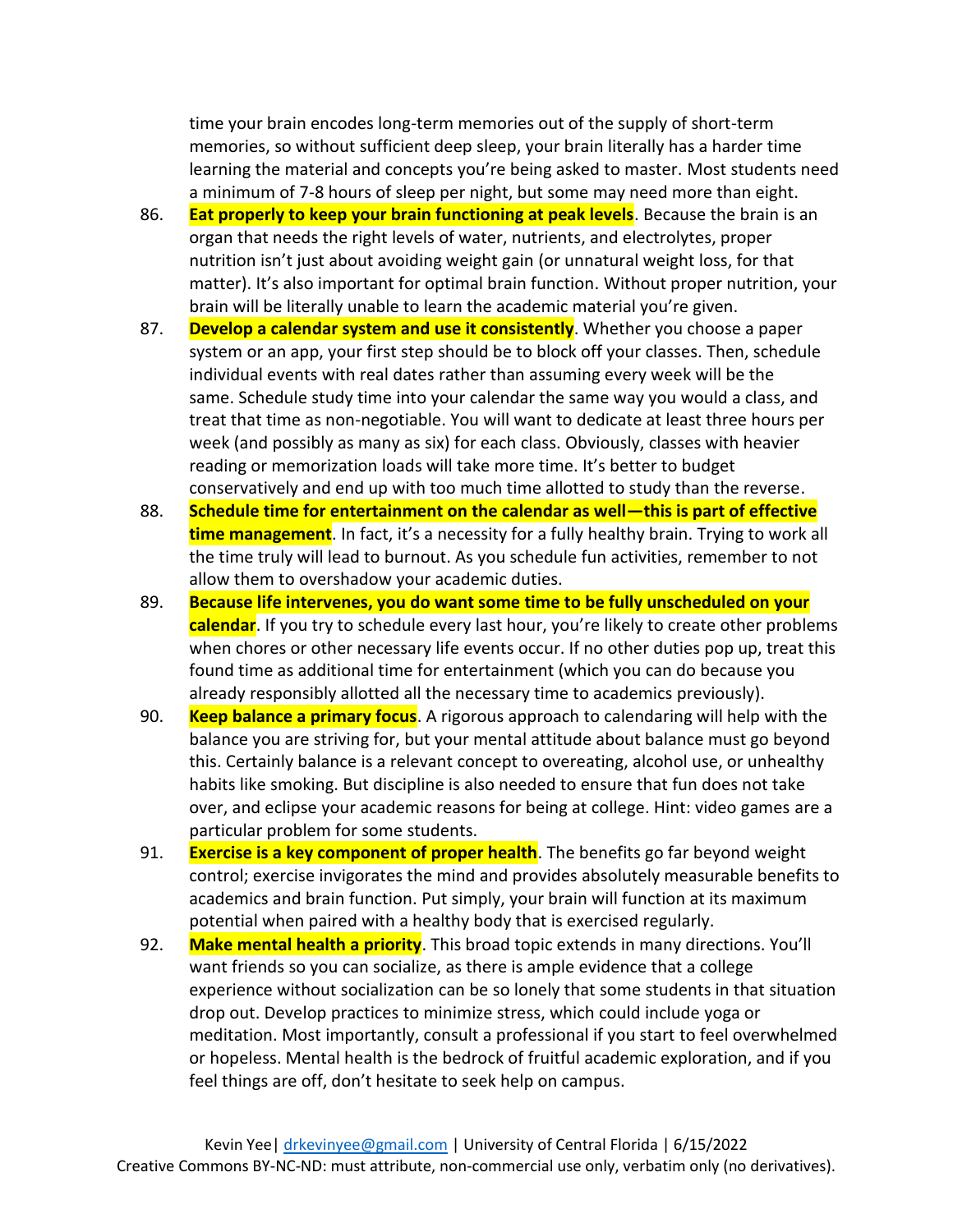time your brain encodes long-term memories out of the supply of short-term memories, so without sufficient deep sleep, your brain literally has a harder time learning the material and concepts you're being asked to master. Most students need a minimum of 7-8 hours of sleep per night, but some may need more than eight.

86. **Eat properly to keep your brain functioning at peak levels**. Because the brain is an organ that needs the right levels of water, nutrients, and electrolytes, proper nutrition isn't just about avoiding weight gain (or unnatural weight loss, for that matter). It's also important for optimal brain function. Without proper nutrition, your brain will be literally unable to learn the academic material you're given.
87. **Develop a calendar system and use it consistently**. Whether you choose a paper system or an app, your first step should be to block off your classes. Then, schedule individual events with real dates rather than assuming every week will be the same. Schedule study time into your calendar the same way you would a class, and treat that time as non-negotiable. You will want to dedicate at least three hours per week (and possibly as many as six) for each class. Obviously, classes with heavier reading or memorization loads will take more time. It's better to budget conservatively and end up with too much time allotted to study than the reverse.
88. **Schedule time for entertainment on the calendar as well—this is part of effective time management**. In fact, it's a necessity for a fully healthy brain. Trying to work all the time truly will lead to burnout. As you schedule fun activities, remember to not allow them to overshadow your academic duties.
89. **Because life intervenes, you do want some time to be fully unscheduled on your calendar**. If you try to schedule every last hour, you're likely to create other problems when chores or other necessary life events occur. If no other duties pop up, treat this found time as additional time for entertainment (which you can do because you already responsibly allotted all the necessary time to academics previously).
90. **Keep balance a primary focus**. A rigorous approach to calendaring will help with the balance you are striving for, but your mental attitude about balance must go beyond this. Certainly balance is a relevant concept to overeating, alcohol use, or unhealthy habits like smoking. But discipline is also needed to ensure that fun does not take over, and eclipse your academic reasons for being at college. Hint: video games are a particular problem for some students.
91. **Exercise is a key component of proper health**. The benefits go far beyond weight control; exercise invigorates the mind and provides absolutely measurable benefits to academics and brain function. Put simply, your brain will function at its maximum potential when paired with a healthy body that is exercised regularly.
92. **Make mental health a priority**. This broad topic extends in many directions. You'll want friends so you can socialize, as there is ample evidence that a college experience without socialization can be so lonely that some students in that situation drop out. Develop practices to minimize stress, which could include yoga or meditation. Most importantly, consult a professional if you start to feel overwhelmed or hopeless. Mental health is the bedrock of fruitful academic exploration, and if you feel things are off, don't hesitate to seek help on campus.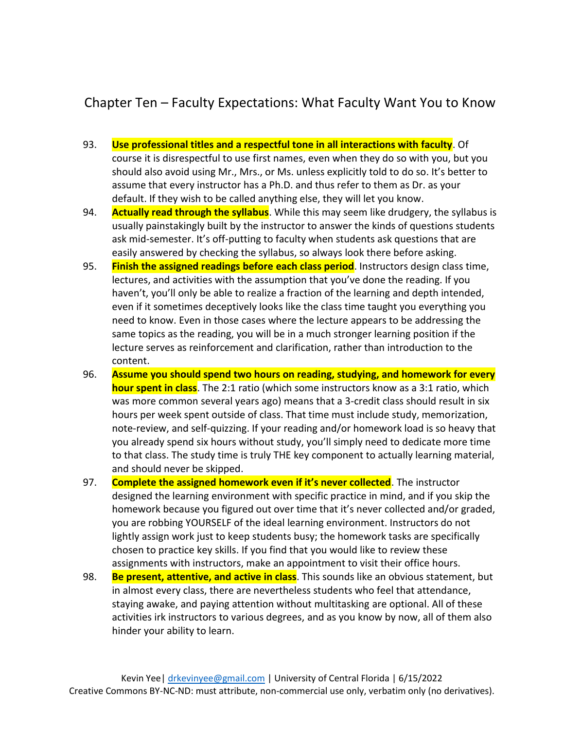## Chapter Ten – Faculty Expectations: What Faculty Want You to Know

93. **Use professional titles and a respectful tone in all interactions with faculty**. Of course it is disrespectful to use first names, even when they do so with you, but you should also avoid using Mr., Mrs., or Ms. unless explicitly told to do so. It's better to assume that every instructor has a Ph.D. and thus refer to them as Dr. as your default. If they wish to be called anything else, they will let you know.
94. **Actually read through the syllabus**. While this may seem like drudgery, the syllabus is usually painstakingly built by the instructor to answer the kinds of questions students ask mid-semester. It's off-putting to faculty when students ask questions that are easily answered by checking the syllabus, so always look there before asking.
95. **Finish the assigned readings before each class period**. Instructors design class time, lectures, and activities with the assumption that you've done the reading. If you haven't, you'll only be able to realize a fraction of the learning and depth intended, even if it sometimes deceptively looks like the class time taught you everything you need to know. Even in those cases where the lecture appears to be addressing the same topics as the reading, you will be in a much stronger learning position if the lecture serves as reinforcement and clarification, rather than introduction to the content.
96. **Assume you should spend two hours on reading, studying, and homework for every hour spent in class**. The 2:1 ratio (which some instructors know as a 3:1 ratio, which was more common several years ago) means that a 3-credit class should result in six hours per week spent outside of class. That time must include study, memorization, note-review, and self-quizzing. If your reading and/or homework load is so heavy that you already spend six hours without study, you'll simply need to dedicate more time to that class. The study time is truly THE key component to actually learning material, and should never be skipped.
97. **Complete the assigned homework even if it's never collected**. The instructor designed the learning environment with specific practice in mind, and if you skip the homework because you figured out over time that it's never collected and/or graded, you are robbing YOURSELF of the ideal learning environment. Instructors do not lightly assign work just to keep students busy; the homework tasks are specifically chosen to practice key skills. If you find that you would like to review these assignments with instructors, make an appointment to visit their office hours.
98. **Be present, attentive, and active in class**. This sounds like an obvious statement, but in almost every class, there are nevertheless students who feel that attendance, staying awake, and paying attention without multitasking are optional. All of these activities irk instructors to various degrees, and as you know by now, all of them also hinder your ability to learn.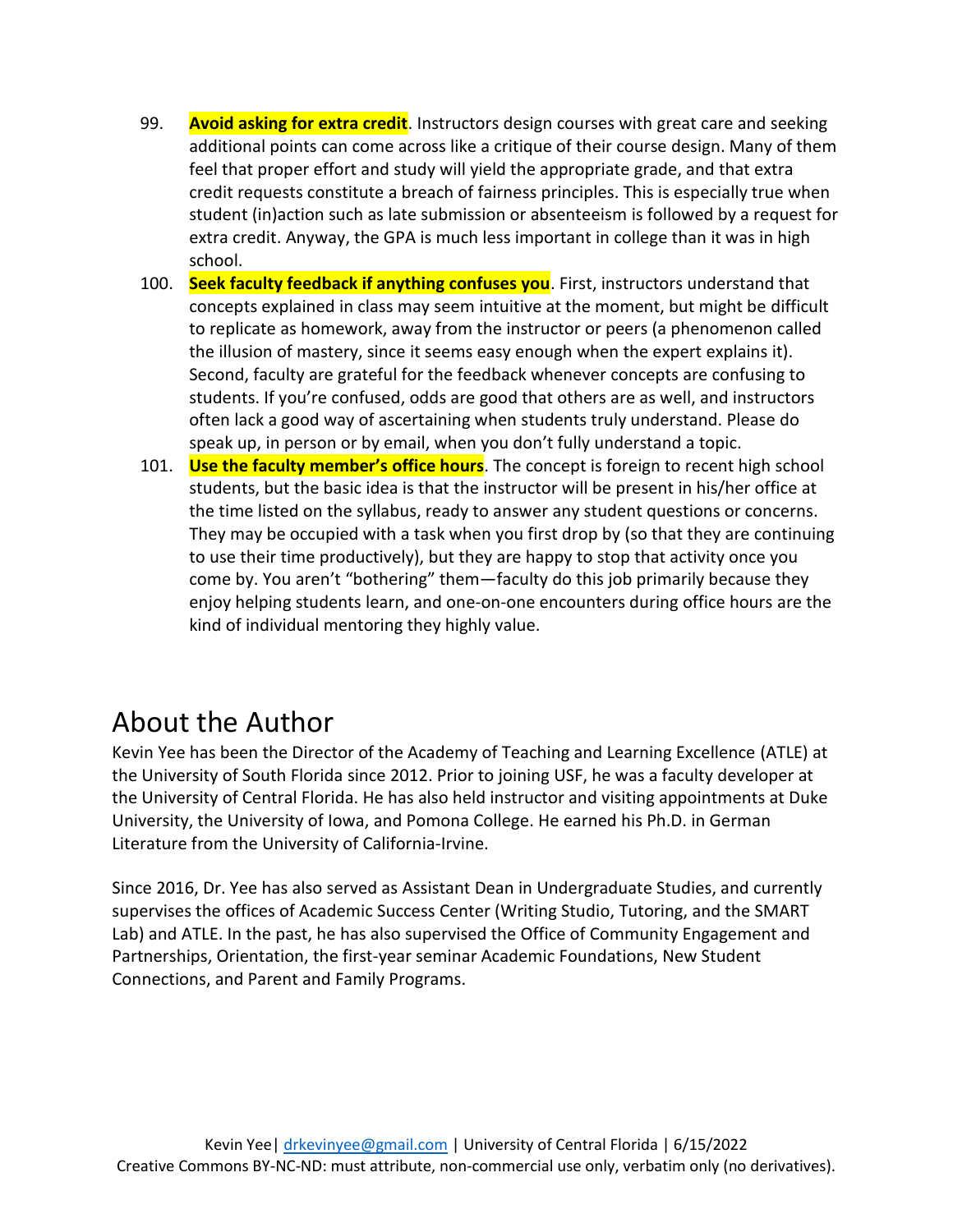99. **Avoid asking for extra credit**. Instructors design courses with great care and seeking additional points can come across like a critique of their course design. Many of them feel that proper effort and study will yield the appropriate grade, and that extra credit requests constitute a breach of fairness principles. This is especially true when student (in)action such as late submission or absenteeism is followed by a request for extra credit. Anyway, the GPA is much less important in college than it was in high school.
100. **Seek faculty feedback if anything confuses you**. First, instructors understand that concepts explained in class may seem intuitive at the moment, but might be difficult to replicate as homework, away from the instructor or peers (a phenomenon called the illusion of mastery, since it seems easy enough when the expert explains it). Second, faculty are grateful for the feedback whenever concepts are confusing to students. If you're confused, odds are good that others are as well, and instructors often lack a good way of ascertaining when students truly understand. Please do speak up, in person or by email, when you don't fully understand a topic.
101. **Use the faculty member's office hours**. The concept is foreign to recent high school students, but the basic idea is that the instructor will be present in his/her office at the time listed on the syllabus, ready to answer any student questions or concerns. They may be occupied with a task when you first drop by (so that they are continuing to use their time productively), but they are happy to stop that activity once you come by. You aren't "bothering" them—faculty do this job primarily because they enjoy helping students learn, and one-on-one encounters during office hours are the kind of individual mentoring they highly value.

# About the Author

Kevin Yee has been the Director of the Academy of Teaching and Learning Excellence (ATLE) at the University of South Florida since 2012. Prior to joining USF, he was a faculty developer at the University of Central Florida. He has also held instructor and visiting appointments at Duke University, the University of Iowa, and Pomona College. He earned his Ph.D. in German Literature from the University of California-Irvine.

Since 2016, Dr. Yee has also served as Assistant Dean in Undergraduate Studies, and currently supervises the offices of Academic Success Center (Writing Studio, Tutoring, and the SMART Lab) and ATLE. In the past, he has also supervised the Office of Community Engagement and Partnerships, Orientation, the first-year seminar Academic Foundations, New Student Connections, and Parent and Family Programs.